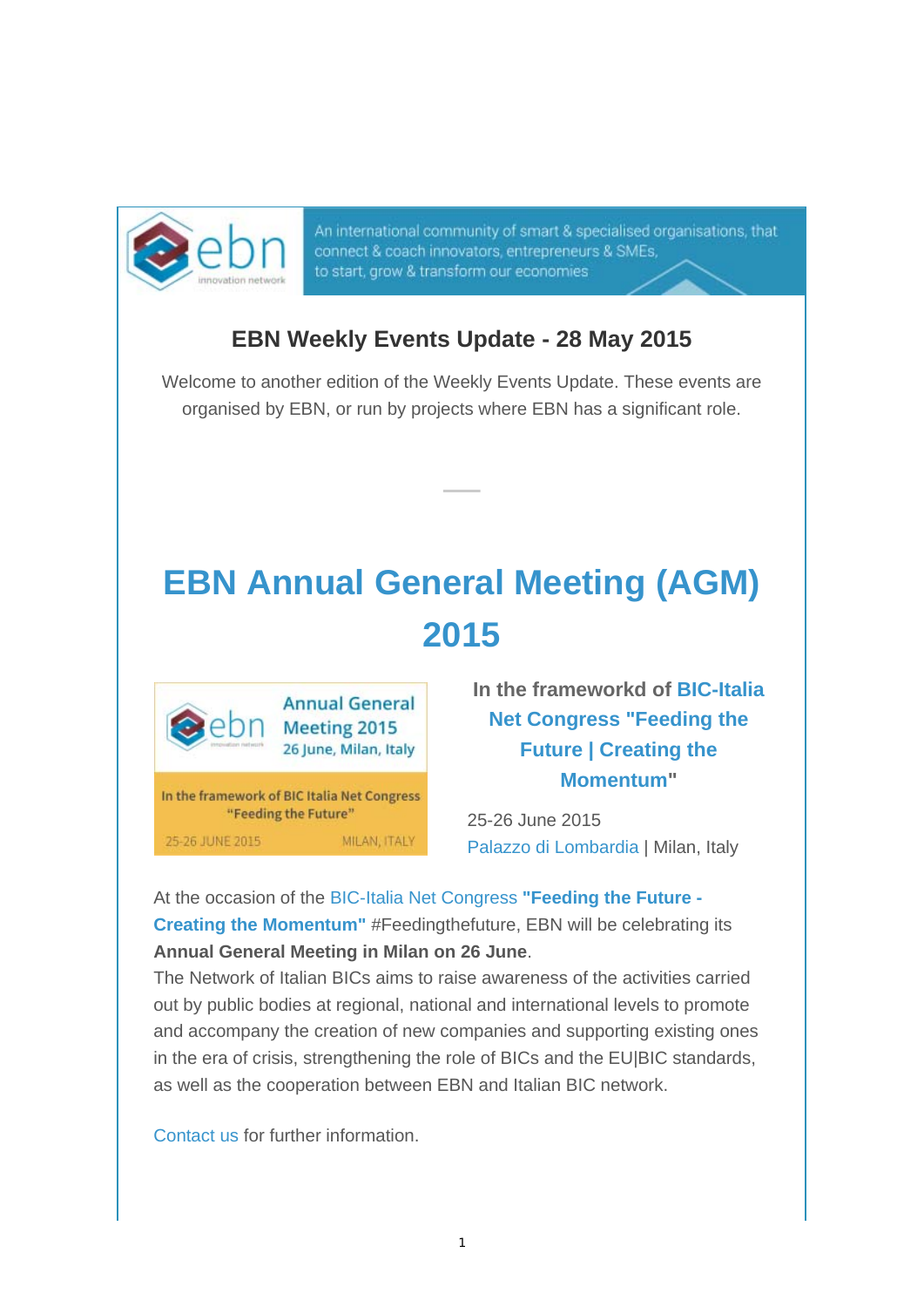An international community of smart & specialised organisations, that connect & coach innovators, entrepreneurs & SMEs, to start, grow & transform our economies

## EBN Weekly Events Update - 28 May 2015

Welcome to another edition of the Weekly Events Update. These events are organised by EBN, or run by projects where EBN has a significant role.

# EBN Annual General Meeting (AGM) 2015

Annual General Meeting 2015
26 June, Milan, Italy

In the framework of BIC Italia Net Congress "Feeding the Future"
25-26 JUNE 2015 MILAN, ITALY

**In the frameworkd of BIC-Italia Net Congress "Feeding the Future | Creating the Momentum"**

25-26 June 2015
Palazzo di Lombardia | Milan, Italy

At the occasion of the BIC-Italia Net Congress **"Feeding the Future - Creating the Momentum"** #Feedingthefuture, EBN will be celebrating its **Annual General Meeting in Milan on 26 June**.
The Network of Italian BICs aims to raise awareness of the activities carried out by public bodies at regional, national and international levels to promote and accompany the creation of new companies and supporting existing ones in the era of crisis, strengthening the role of BICs and the EU|BIC standards, as well as the cooperation between EBN and Italian BIC network.

Contact us for further information.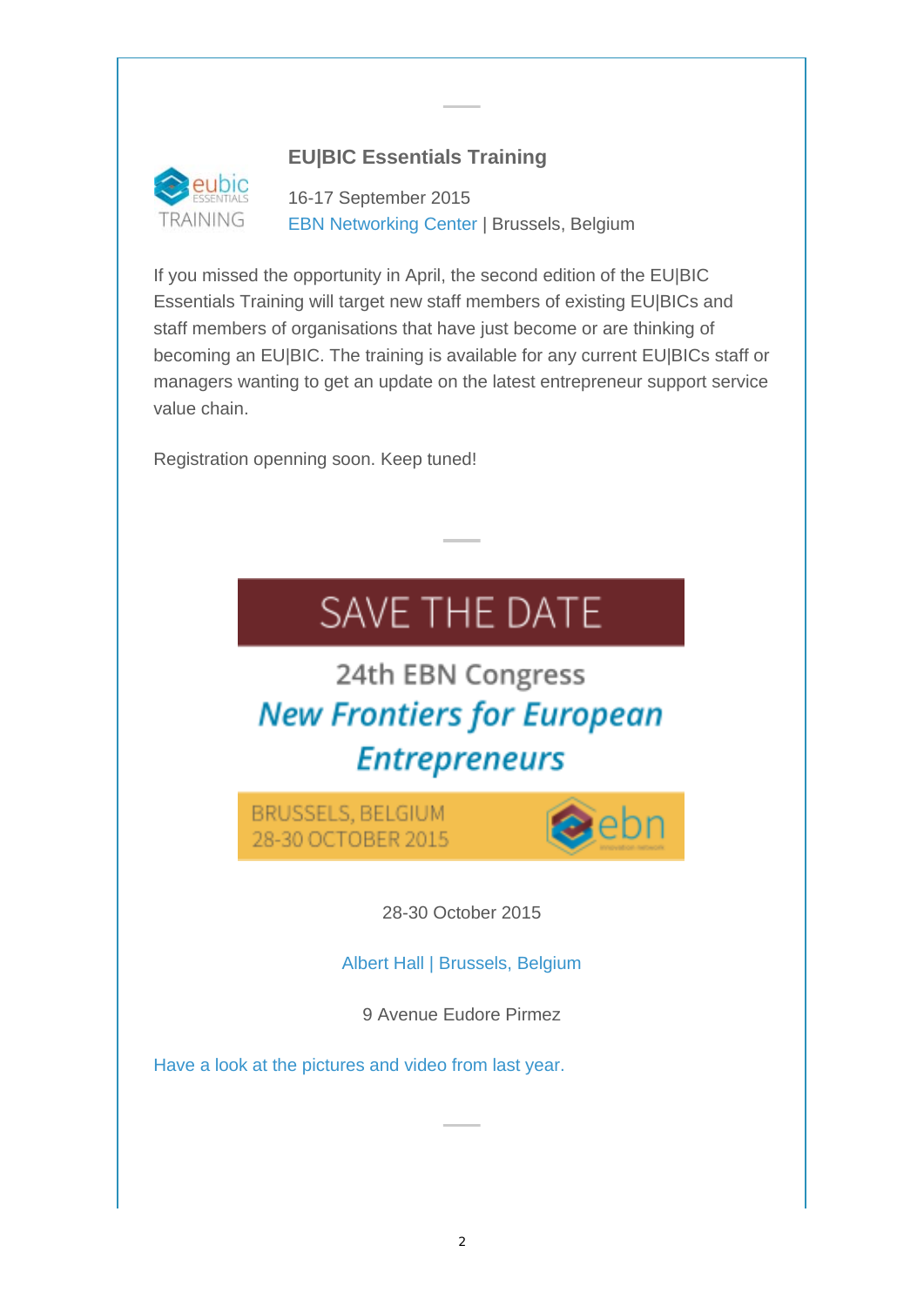### EU|BIC Essentials Training

16-17 September 2015
EBN Networking Center | Brussels, Belgium

If you missed the opportunity in April, the second edition of the EU|BIC Essentials Training will target new staff members of existing EU|BICs and staff members of organisations that have just become or are thinking of becoming an EU|BIC. The training is available for any current EU|BICs staff or managers wanting to get an update on the latest entrepreneur support service value chain.

Registration openning soon. Keep tuned!

SAVE THE DATE

24th EBN Congress

*New Frontiers for European Entrepreneurs*

BRUSSELS, BELGIUM
28-30 OCTOBER 2015

28-30 October 2015

Albert Hall | Brussels, Belgium

9 Avenue Eudore Pirmez

Have a look at the pictures and video from last year.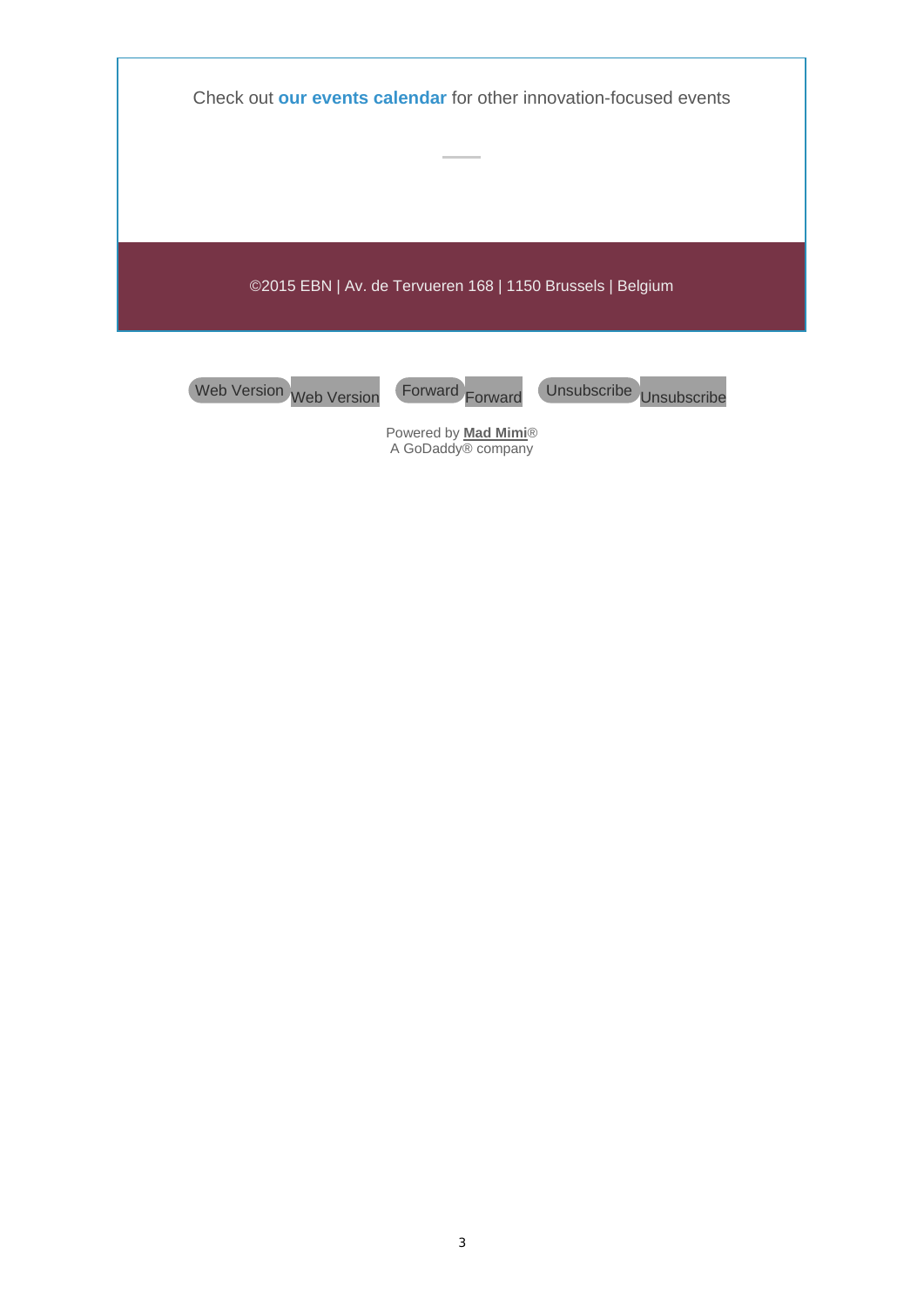Check out **our events calendar** for other innovation-focused events

---

©2015 EBN | Av. de Tervueren 168 | 1150 Brussels | Belgium

Web Version Web Version Forward Forward Unsubscribe Unsubscribe

Powered by **Mad Mimi**®
A GoDaddy® company